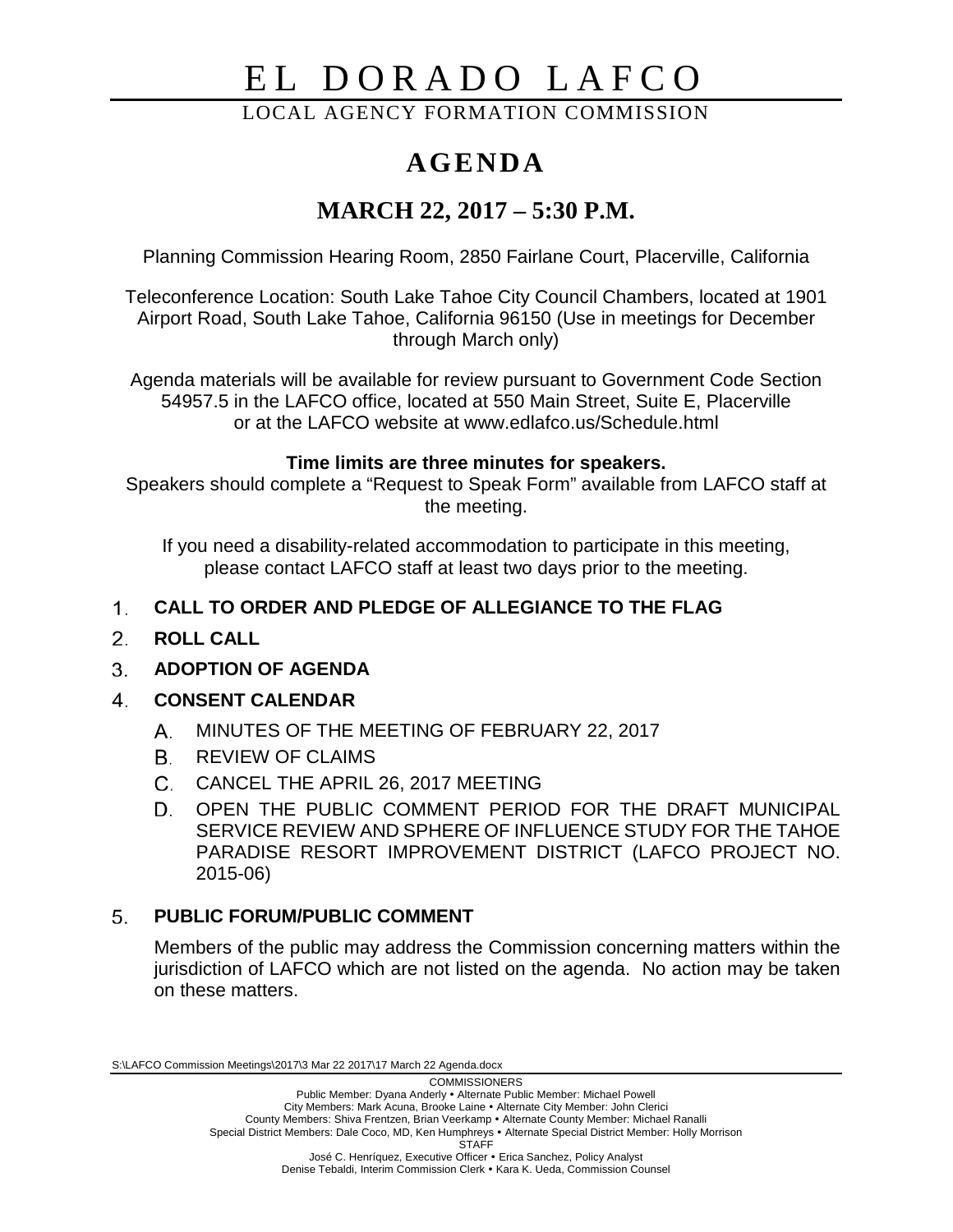# EL DORADO LAFCO

LOCAL AGENCY FORMATION COMMISSION

## AGENDA

## MARCH 22, 2017 – 5:30 P.M.

Planning Commission Hearing Room, 2850 Fairlane Court, Placerville, California

Teleconference Location: South Lake Tahoe City Council Chambers, located at 1901 Airport Road, South Lake Tahoe, California 96150 (Use in meetings for December through March only)

Agenda materials will be available for review pursuant to Government Code Section 54957.5 in the LAFCO office, located at 550 Main Street, Suite E, Placerville or at the LAFCO website at www.edlafco.us/Schedule.html

**Time limits are three minutes for speakers.**

Speakers should complete a "Request to Speak Form" available from LAFCO staff at the meeting.

If you need a disability-related accommodation to participate in this meeting, please contact LAFCO staff at least two days prior to the meeting.

1. **CALL TO ORDER AND PLEDGE OF ALLEGIANCE TO THE FLAG**
2. **ROLL CALL**
3. **ADOPTION OF AGENDA**
4. **CONSENT CALENDAR**
   A. MINUTES OF THE MEETING OF FEBRUARY 22, 2017
   B. REVIEW OF CLAIMS
   C. CANCEL THE APRIL 26, 2017 MEETING
   D. OPEN THE PUBLIC COMMENT PERIOD FOR THE DRAFT MUNICIPAL SERVICE REVIEW AND SPHERE OF INFLUENCE STUDY FOR THE TAHOE PARADISE RESORT IMPROVEMENT DISTRICT (LAFCO PROJECT NO. 2015-06)
5. **PUBLIC FORUM/PUBLIC COMMENT**

   Members of the public may address the Commission concerning matters within the jurisdiction of LAFCO which are not listed on the agenda. No action may be taken on these matters.

S:\LAFCO Commission Meetings\2017\3 Mar 22 2017\17 March 22 Agenda.docx

COMMISSIONERS

Public Member: Dyana Anderly • Alternate Public Member: Michael Powell
City Members: Mark Acuna, Brooke Laine • Alternate City Member: John Clerici
County Members: Shiva Frentzen, Brian Veerkamp • Alternate County Member: Michael Ranalli
Special District Members: Dale Coco, MD, Ken Humphreys • Alternate Special District Member: Holly Morrison

STAFF

José C. Henríquez, Executive Officer • Erica Sanchez, Policy Analyst
Denise Tebaldi, Interim Commission Clerk • Kara K. Ueda, Commission Counsel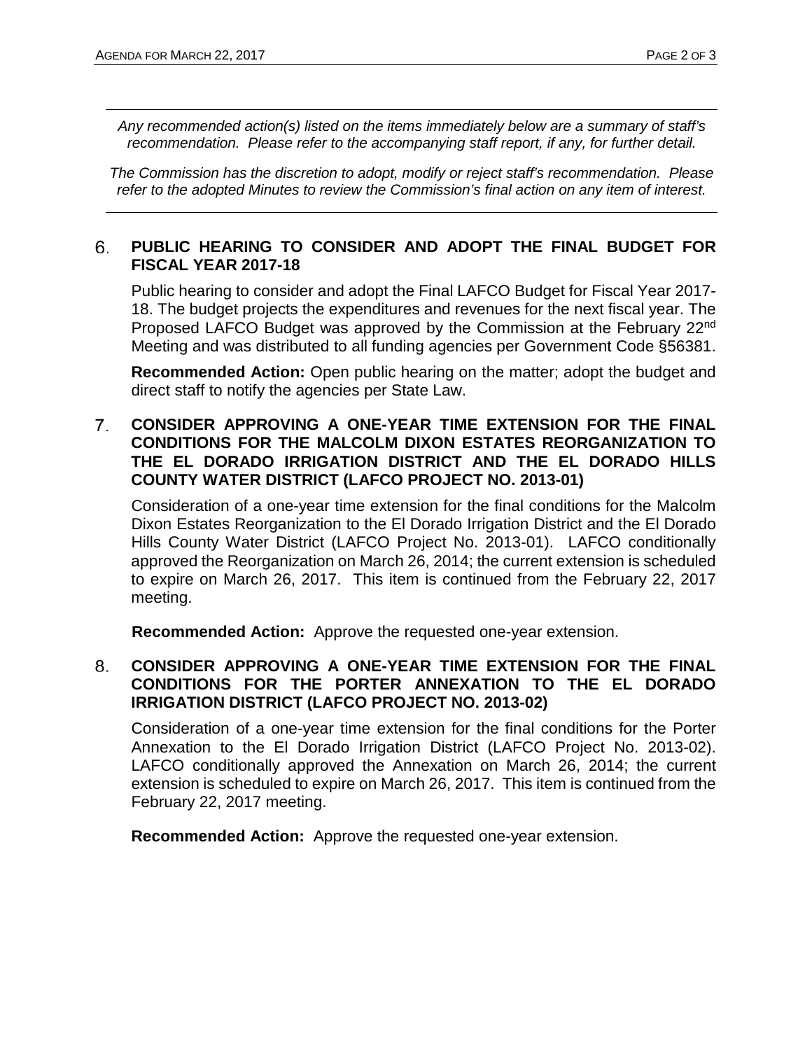*Any recommended action(s) listed on the items immediately below are a summary of staff's recommendation. Please refer to the accompanying staff report, if any, for further detail.*

*The Commission has the discretion to adopt, modify or reject staff's recommendation. Please refer to the adopted Minutes to review the Commission's final action on any item of interest.*

6. **PUBLIC HEARING TO CONSIDER AND ADOPT THE FINAL BUDGET FOR FISCAL YEAR 2017-18**

   Public hearing to consider and adopt the Final LAFCO Budget for Fiscal Year 2017-18. The budget projects the expenditures and revenues for the next fiscal year. The Proposed LAFCO Budget was approved by the Commission at the February 22nd Meeting and was distributed to all funding agencies per Government Code §56381.

   **Recommended Action:** Open public hearing on the matter; adopt the budget and direct staff to notify the agencies per State Law.

7. **CONSIDER APPROVING A ONE-YEAR TIME EXTENSION FOR THE FINAL CONDITIONS FOR THE MALCOLM DIXON ESTATES REORGANIZATION TO THE EL DORADO IRRIGATION DISTRICT AND THE EL DORADO HILLS COUNTY WATER DISTRICT (LAFCO PROJECT NO. 2013-01)**

   Consideration of a one-year time extension for the final conditions for the Malcolm Dixon Estates Reorganization to the El Dorado Irrigation District and the El Dorado Hills County Water District (LAFCO Project No. 2013-01). LAFCO conditionally approved the Reorganization on March 26, 2014; the current extension is scheduled to expire on March 26, 2017. This item is continued from the February 22, 2017 meeting.

   **Recommended Action:** Approve the requested one-year extension.

8. **CONSIDER APPROVING A ONE-YEAR TIME EXTENSION FOR THE FINAL CONDITIONS FOR THE PORTER ANNEXATION TO THE EL DORADO IRRIGATION DISTRICT (LAFCO PROJECT NO. 2013-02)**

   Consideration of a one-year time extension for the final conditions for the Porter Annexation to the El Dorado Irrigation District (LAFCO Project No. 2013-02). LAFCO conditionally approved the Annexation on March 26, 2014; the current extension is scheduled to expire on March 26, 2017. This item is continued from the February 22, 2017 meeting.

   **Recommended Action:** Approve the requested one-year extension.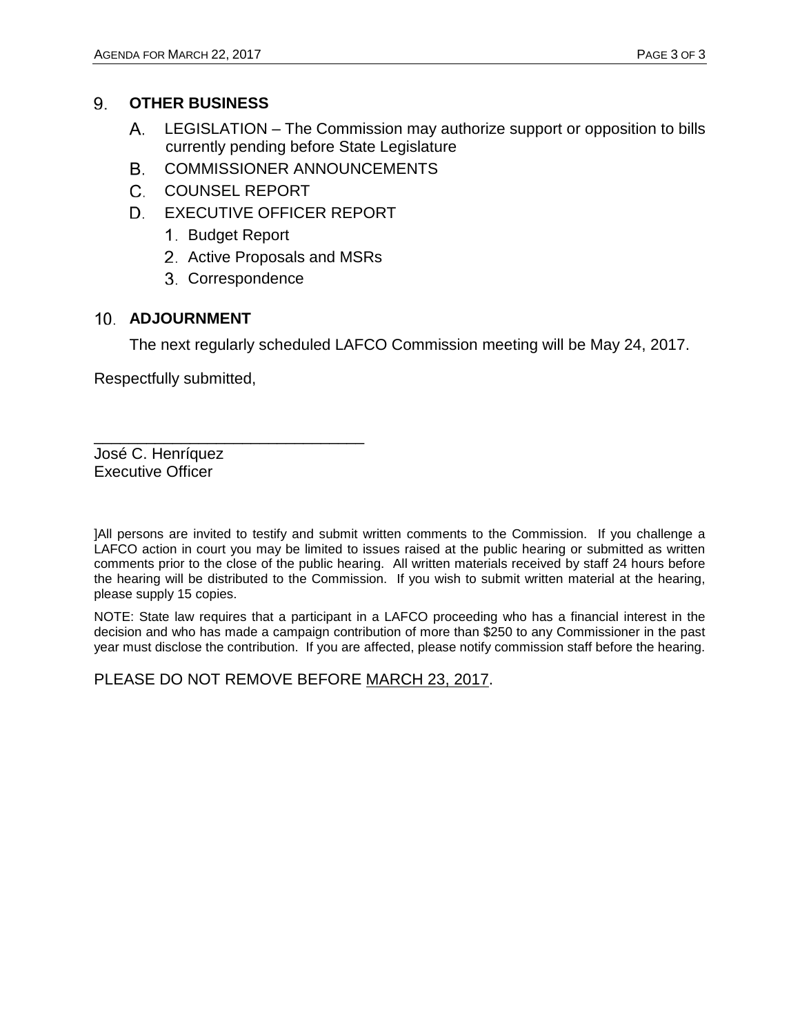## 9. OTHER BUSINESS

A. LEGISLATION – The Commission may authorize support or opposition to bills currently pending before State Legislature

B. COMMISSIONER ANNOUNCEMENTS

C. COUNSEL REPORT

D. EXECUTIVE OFFICER REPORT

1. Budget Report
2. Active Proposals and MSRs
3. Correspondence

## 10. ADJOURNMENT

The next regularly scheduled LAFCO Commission meeting will be May 24, 2017.

Respectfully submitted,

_______________________________

José C. Henríquez
Executive Officer

]All persons are invited to testify and submit written comments to the Commission. If you challenge a LAFCO action in court you may be limited to issues raised at the public hearing or submitted as written comments prior to the close of the public hearing. All written materials received by staff 24 hours before the hearing will be distributed to the Commission. If you wish to submit written material at the hearing, please supply 15 copies.

NOTE: State law requires that a participant in a LAFCO proceeding who has a financial interest in the decision and who has made a campaign contribution of more than $250 to any Commissioner in the past year must disclose the contribution. If you are affected, please notify commission staff before the hearing.

PLEASE DO NOT REMOVE BEFORE MARCH 23, 2017.